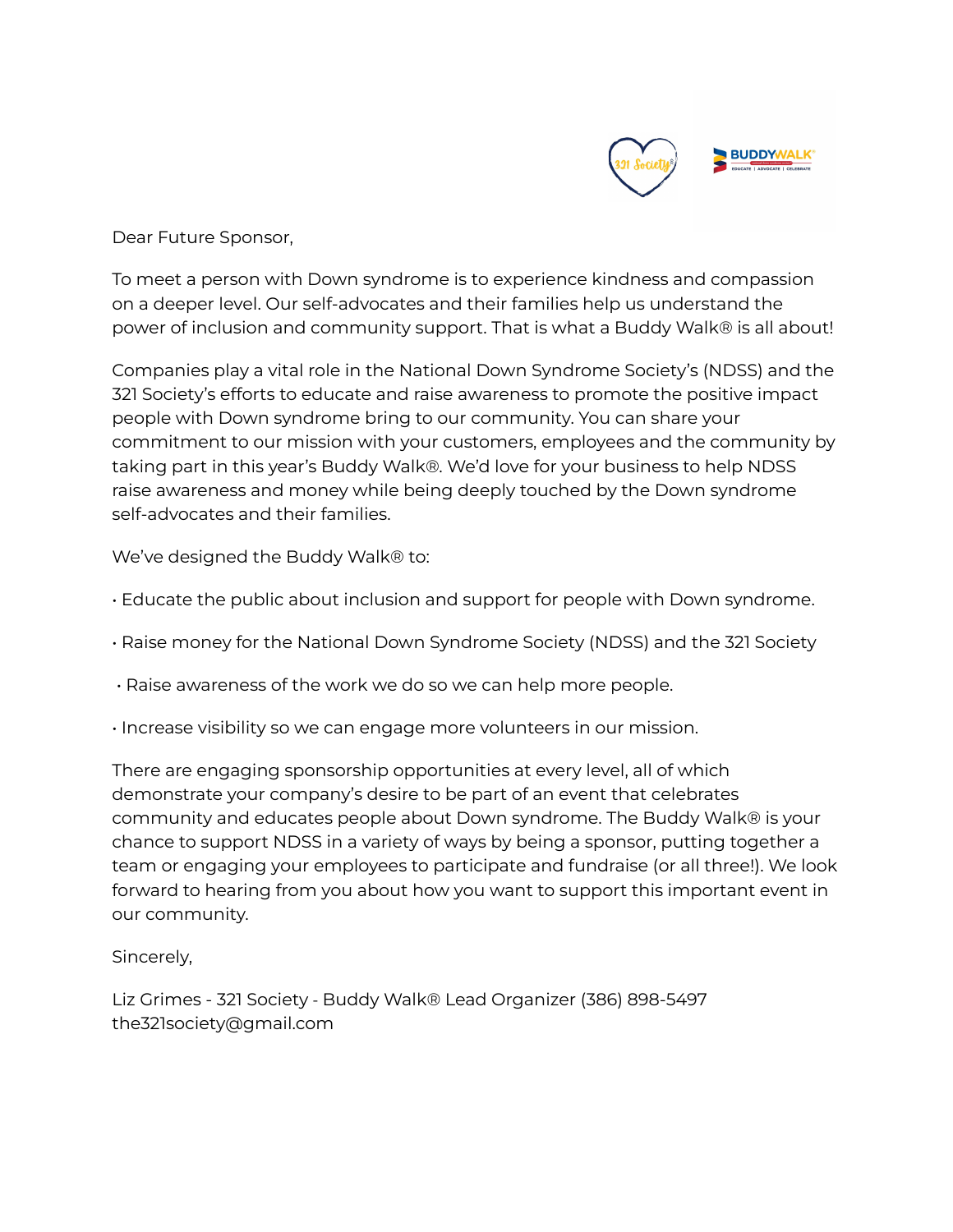Dear Future Sponsor,

To meet a person with Down syndrome is to experience kindness and compassion on a deeper level. Our self-advocates and their families help us understand the power of inclusion and community support. That is what a Buddy Walk® is all about!

Companies play a vital role in the National Down Syndrome Society's (NDSS) and the 321 Society's efforts to educate and raise awareness to promote the positive impact people with Down syndrome bring to our community. You can share your commitment to our mission with your customers, employees and the community by taking part in this year's Buddy Walk®. We'd love for your business to help NDSS raise awareness and money while being deeply touched by the Down syndrome self-advocates and their families.

We've designed the Buddy Walk® to:

- Educate the public about inclusion and support for people with Down syndrome.
- Raise money for the National Down Syndrome Society (NDSS) and the 321 Society
- Raise awareness of the work we do so we can help more people.
- Increase visibility so we can engage more volunteers in our mission.

There are engaging sponsorship opportunities at every level, all of which demonstrate your company's desire to be part of an event that celebrates community and educates people about Down syndrome. The Buddy Walk® is your chance to support NDSS in a variety of ways by being a sponsor, putting together a team or engaging your employees to participate and fundraise (or all three!). We look forward to hearing from you about how you want to support this important event in our community.

Sincerely,

Liz Grimes - 321 Society - Buddy Walk® Lead Organizer (386) 898-5497
the321society@gmail.com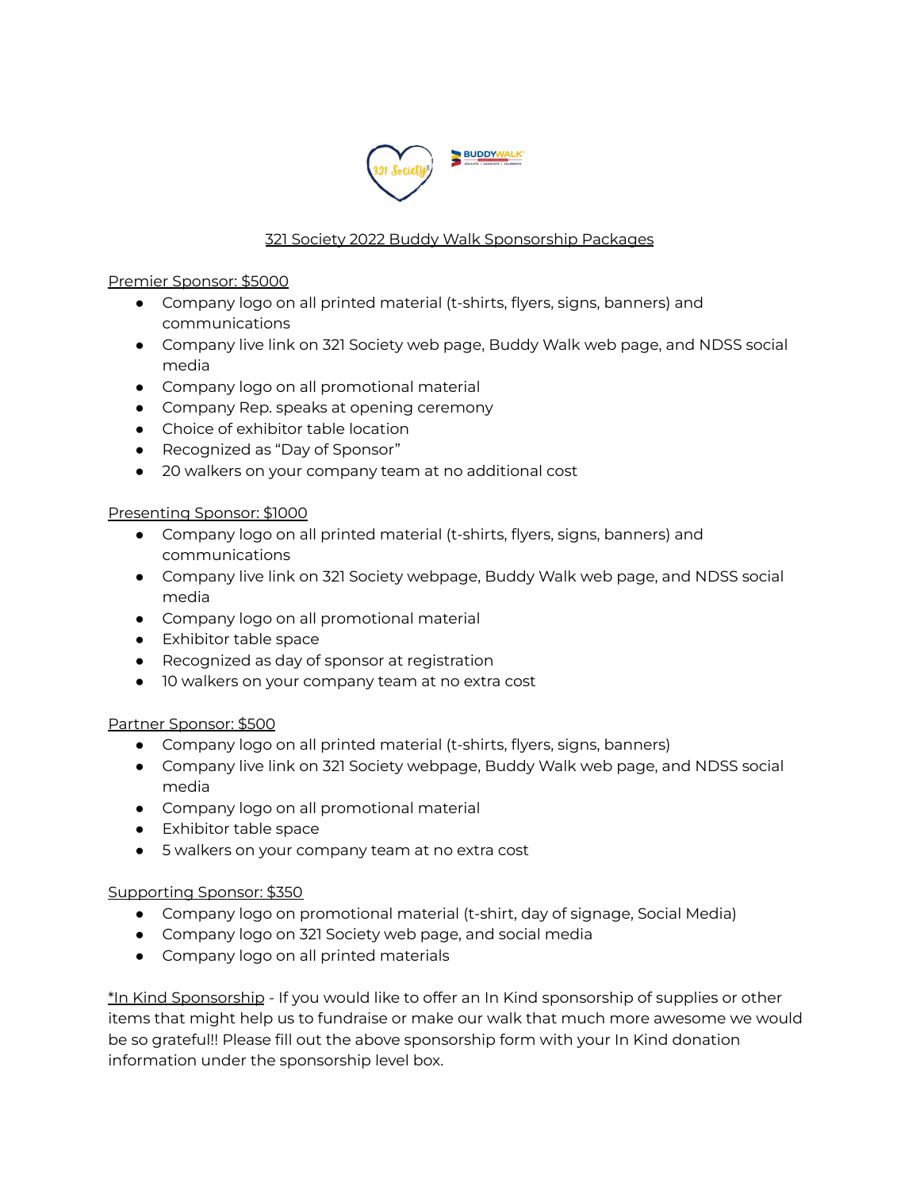## 321 Society 2022 Buddy Walk Sponsorship Packages

### Premier Sponsor: $5000

- Company logo on all printed material (t-shirts, flyers, signs, banners) and communications
- Company live link on 321 Society web page, Buddy Walk web page, and NDSS social media
- Company logo on all promotional material
- Company Rep. speaks at opening ceremony
- Choice of exhibitor table location
- Recognized as "Day of Sponsor"
- 20 walkers on your company team at no additional cost

### Presenting Sponsor: $1000

- Company logo on all printed material (t-shirts, flyers, signs, banners) and communications
- Company live link on 321 Society webpage, Buddy Walk web page, and NDSS social media
- Company logo on all promotional material
- Exhibitor table space
- Recognized as day of sponsor at registration
- 10 walkers on your company team at no extra cost

### Partner Sponsor: $500

- Company logo on all printed material (t-shirts, flyers, signs, banners)
- Company live link on 321 Society webpage, Buddy Walk web page, and NDSS social media
- Company logo on all promotional material
- Exhibitor table space
- 5 walkers on your company team at no extra cost

### Supporting Sponsor: $350

- Company logo on promotional material (t-shirt, day of signage, Social Media)
- Company logo on 321 Society web page, and social media
- Company logo on all printed materials

*In Kind Sponsorship - If you would like to offer an In Kind sponsorship of supplies or other items that might help us to fundraise or make our walk that much more awesome we would be so grateful!! Please fill out the above sponsorship form with your In Kind donation information under the sponsorship level box.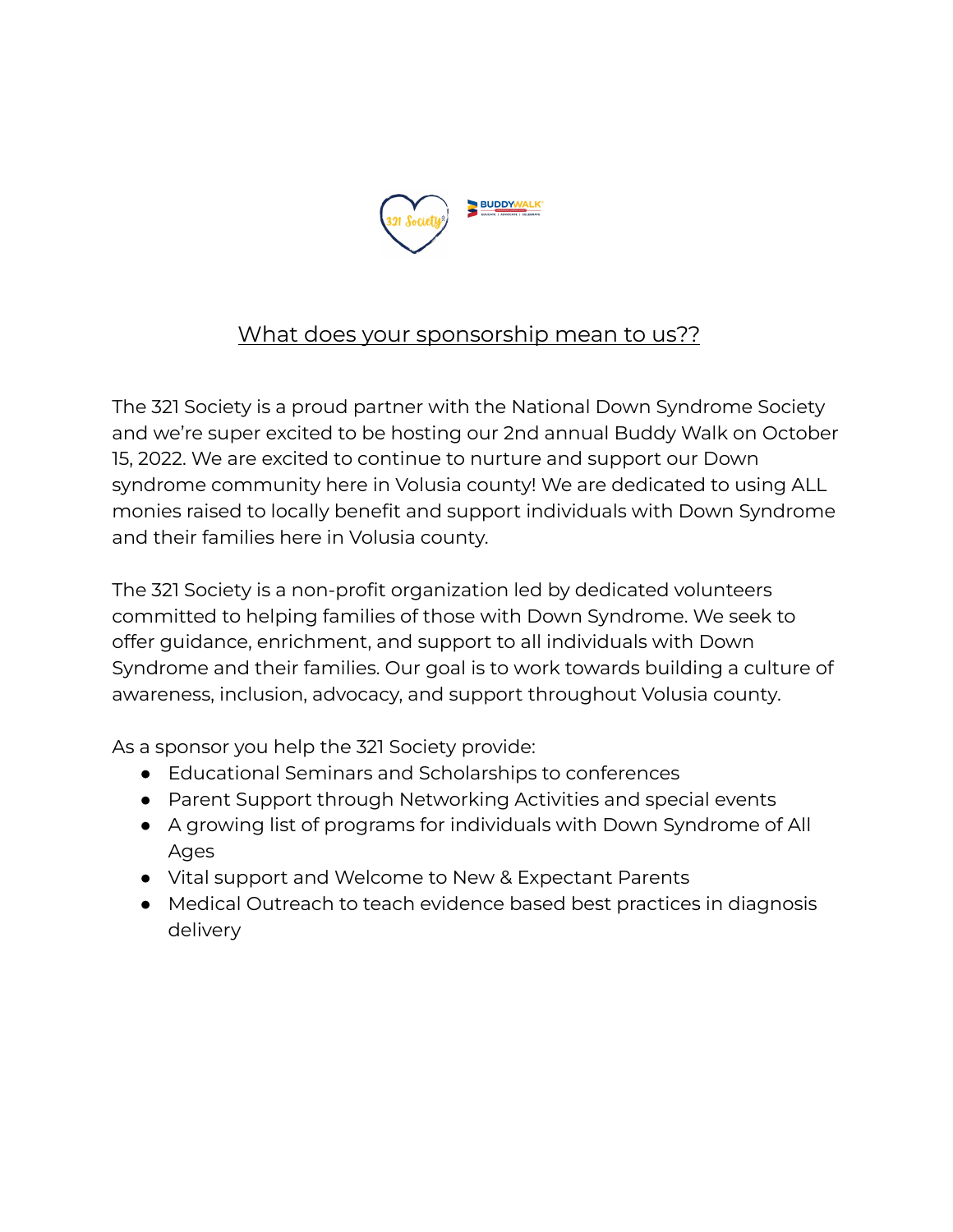## What does your sponsorship mean to us??

The 321 Society is a proud partner with the National Down Syndrome Society and we're super excited to be hosting our 2nd annual Buddy Walk on October 15, 2022. We are excited to continue to nurture and support our Down syndrome community here in Volusia county! We are dedicated to using ALL monies raised to locally benefit and support individuals with Down Syndrome and their families here in Volusia county.

The 321 Society is a non-profit organization led by dedicated volunteers committed to helping families of those with Down Syndrome. We seek to offer guidance, enrichment, and support to all individuals with Down Syndrome and their families. Our goal is to work towards building a culture of awareness, inclusion, advocacy, and support throughout Volusia county.

As a sponsor you help the 321 Society provide:

- Educational Seminars and Scholarships to conferences
- Parent Support through Networking Activities and special events
- A growing list of programs for individuals with Down Syndrome of All Ages
- Vital support and Welcome to New & Expectant Parents
- Medical Outreach to teach evidence based best practices in diagnosis delivery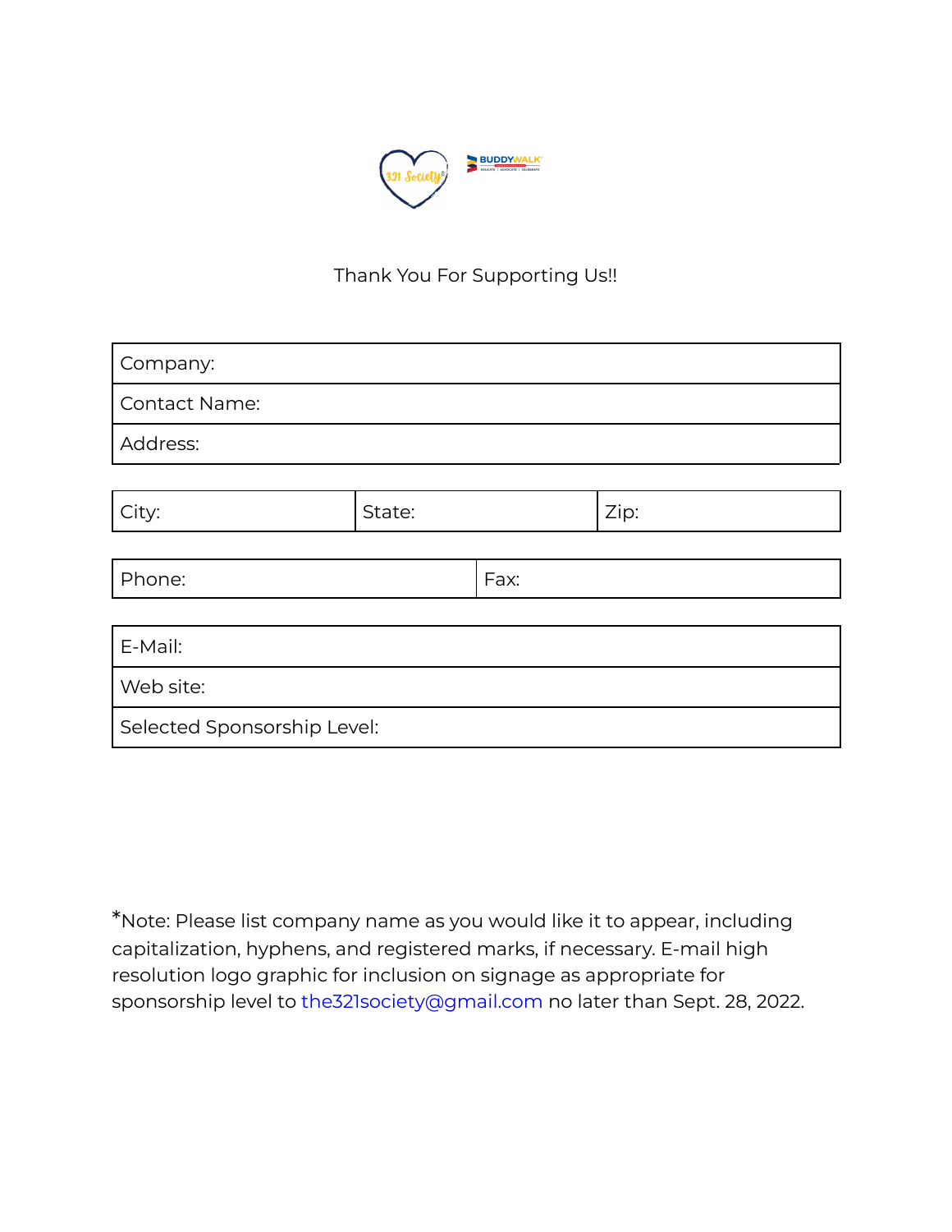Thank You For Supporting Us!!

| | |
|---|---|
| Company: | |
| Contact Name: | |
| Address: | |

| | | |
|---|---|---|
| City: | State: | Zip: |

| | |
|---|---|
| Phone: | Fax: |

| | |
|---|---|
| E-Mail: | |
| Web site: | |
| Selected Sponsorship Level: | |

*Note: Please list company name as you would like it to appear, including capitalization, hyphens, and registered marks, if necessary. E-mail high resolution logo graphic for inclusion on signage as appropriate for sponsorship level to the321society@gmail.com no later than Sept. 28, 2022.